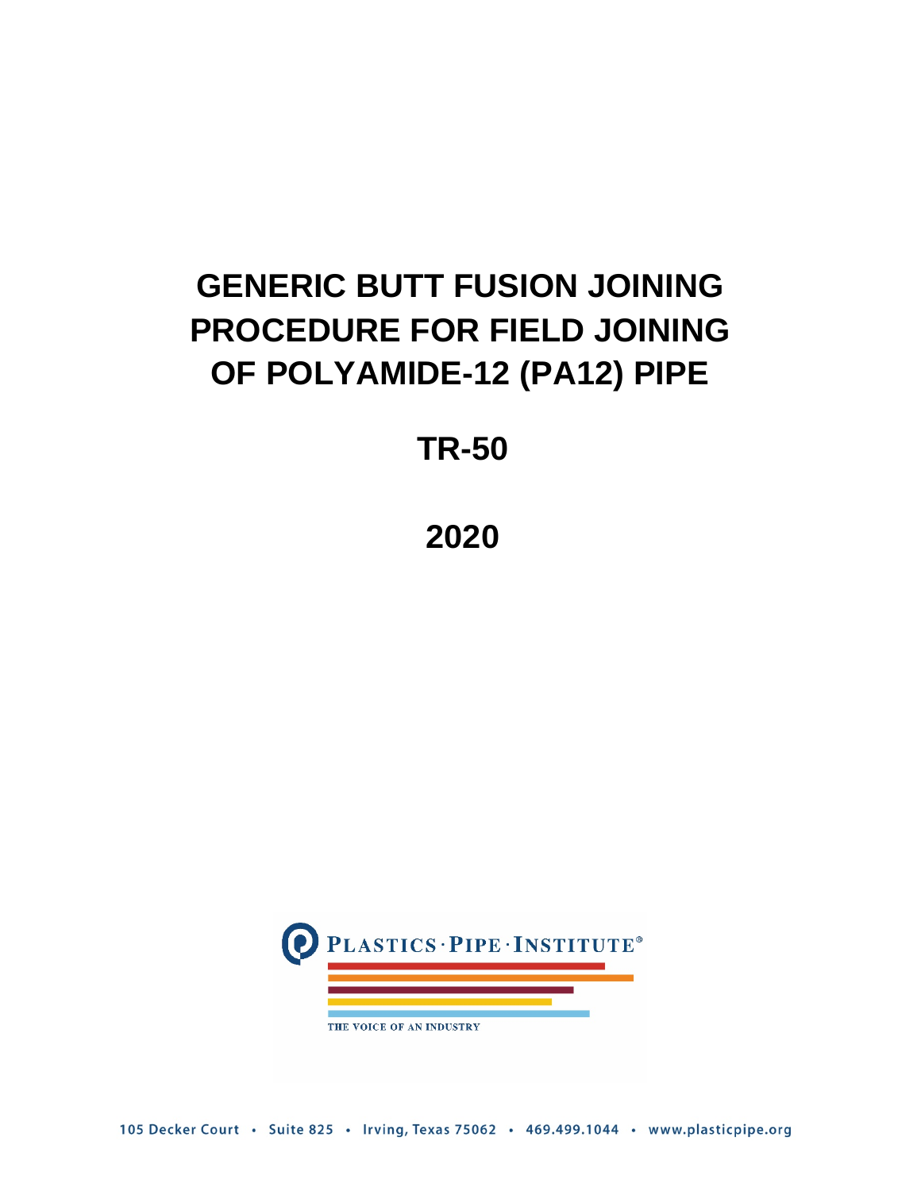# GENERIC BUTT FUSION JOINING PROCEDURE FOR FIELD JOINING OF POLYAMIDE-12 (PA12) PIPE

## TR-50

## 2020

PLASTICS · PIPE · INSTITUTE®

THE VOICE OF AN INDUSTRY

105 Decker Court • Suite 825 • Irving, Texas 75062 • 469.499.1044 • www.plasticpipe.org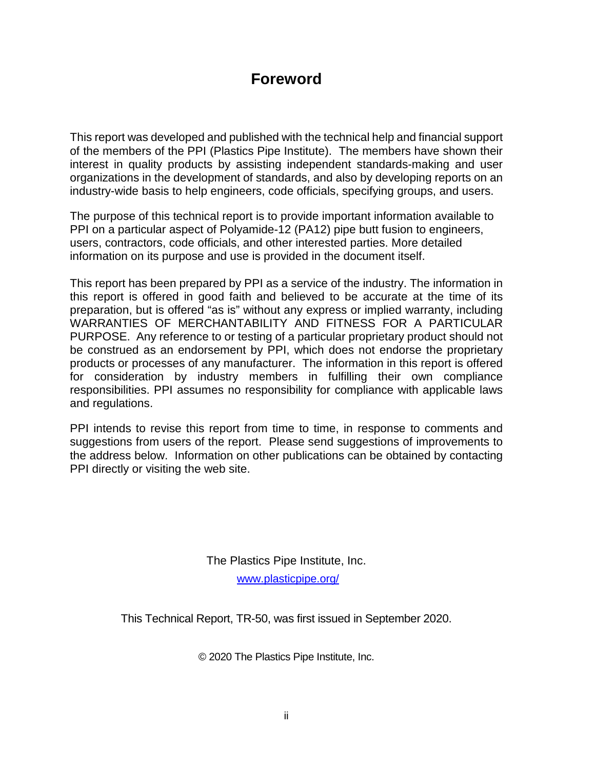# Foreword

This report was developed and published with the technical help and financial support of the members of the PPI (Plastics Pipe Institute). The members have shown their interest in quality products by assisting independent standards-making and user organizations in the development of standards, and also by developing reports on an industry-wide basis to help engineers, code officials, specifying groups, and users.

The purpose of this technical report is to provide important information available to PPI on a particular aspect of Polyamide-12 (PA12) pipe butt fusion to engineers, users, contractors, code officials, and other interested parties. More detailed information on its purpose and use is provided in the document itself.

This report has been prepared by PPI as a service of the industry. The information in this report is offered in good faith and believed to be accurate at the time of its preparation, but is offered "as is" without any express or implied warranty, including WARRANTIES OF MERCHANTABILITY AND FITNESS FOR A PARTICULAR PURPOSE. Any reference to or testing of a particular proprietary product should not be construed as an endorsement by PPI, which does not endorse the proprietary products or processes of any manufacturer. The information in this report is offered for consideration by industry members in fulfilling their own compliance responsibilities. PPI assumes no responsibility for compliance with applicable laws and regulations.

PPI intends to revise this report from time to time, in response to comments and suggestions from users of the report. Please send suggestions of improvements to the address below. Information on other publications can be obtained by contacting PPI directly or visiting the web site.

The Plastics Pipe Institute, Inc.

www.plasticpipe.org/

This Technical Report, TR-50, was first issued in September 2020.

© 2020 The Plastics Pipe Institute, Inc.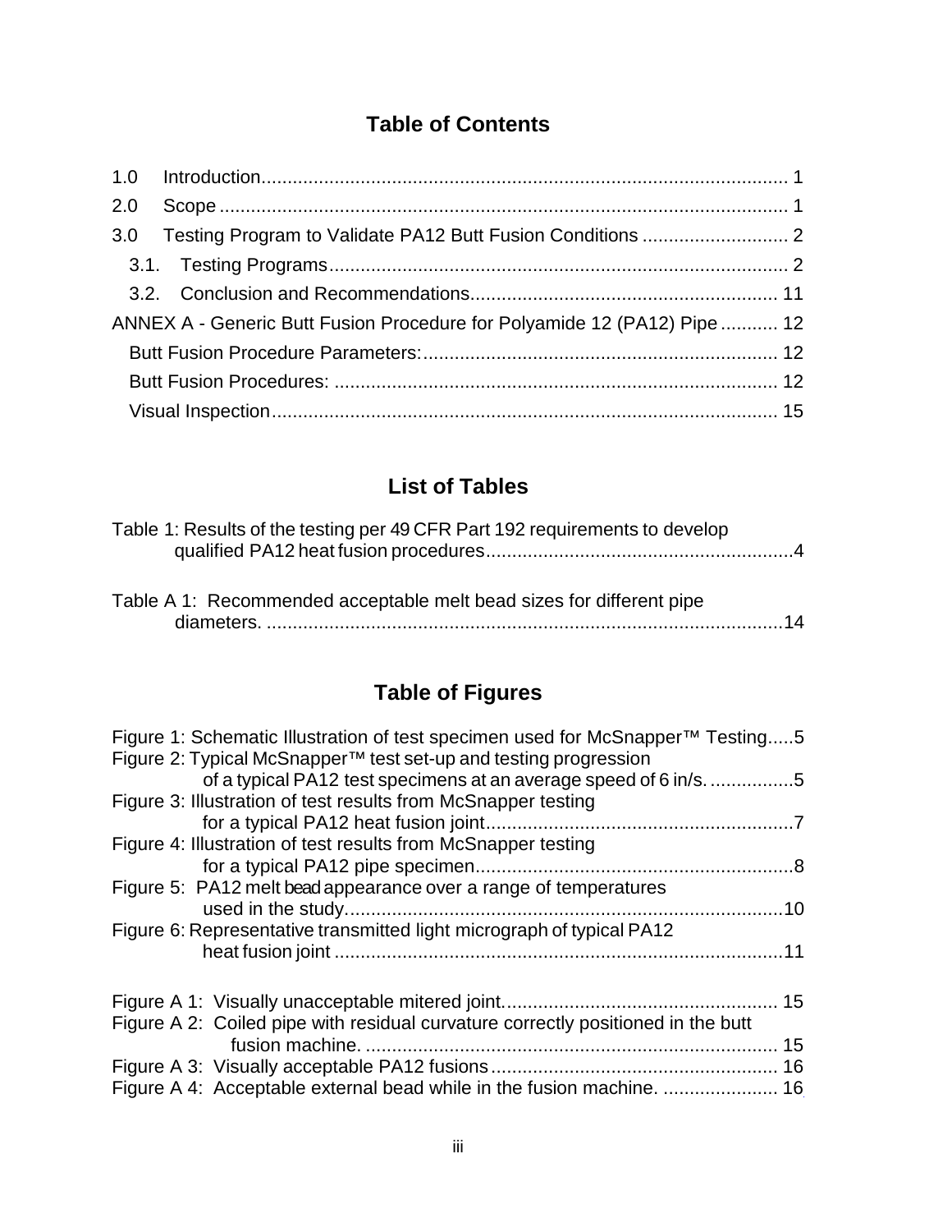# Table of Contents

1.0 Introduction...................................................................................................... 1

2.0 Scope ............................................................................................................... 1

3.0 Testing Program to Validate PA12 Butt Fusion Conditions ............................ 2

3.1. Testing Programs....................................................................................... 2

3.2. Conclusion and Recommendations........................................................... 11

ANNEX A - Generic Butt Fusion Procedure for Polyamide 12 (PA12) Pipe ........... 12

Butt Fusion Procedure Parameters:................................................................... 12

Butt Fusion Procedures: ..................................................................................... 12

Visual Inspection................................................................................................. 15

# List of Tables

Table 1: Results of the testing per 49 CFR Part 192 requirements to develop qualified PA12 heat fusion procedures...........................................................4

Table A 1: Recommended acceptable melt bead sizes for different pipe diameters. ...................................................................................................14

# Table of Figures

Figure 1: Schematic Illustration of test specimen used for McSnapper™ Testing.....5

Figure 2: Typical McSnapper™ test set-up and testing progression of a typical PA12 test specimens at an average speed of 6 in/s. ................5

Figure 3: Illustration of test results from McSnapper testing for a typical PA12 heat fusion joint...........................................................7

Figure 4: Illustration of test results from McSnapper testing for a typical PA12 pipe specimen.............................................................8

Figure 5: PA12 melt bead appearance over a range of temperatures used in the study....................................................................................10

Figure 6: Representative transmitted light micrograph of typical PA12 heat fusion joint ......................................................................................11

Figure A 1: Visually unacceptable mitered joint.................................................... 15

Figure A 2: Coiled pipe with residual curvature correctly positioned in the butt fusion machine. ............................................................................. 15

Figure A 3: Visually acceptable PA12 fusions...................................................... 16

Figure A 4: Acceptable external bead while in the fusion machine. ...................... 16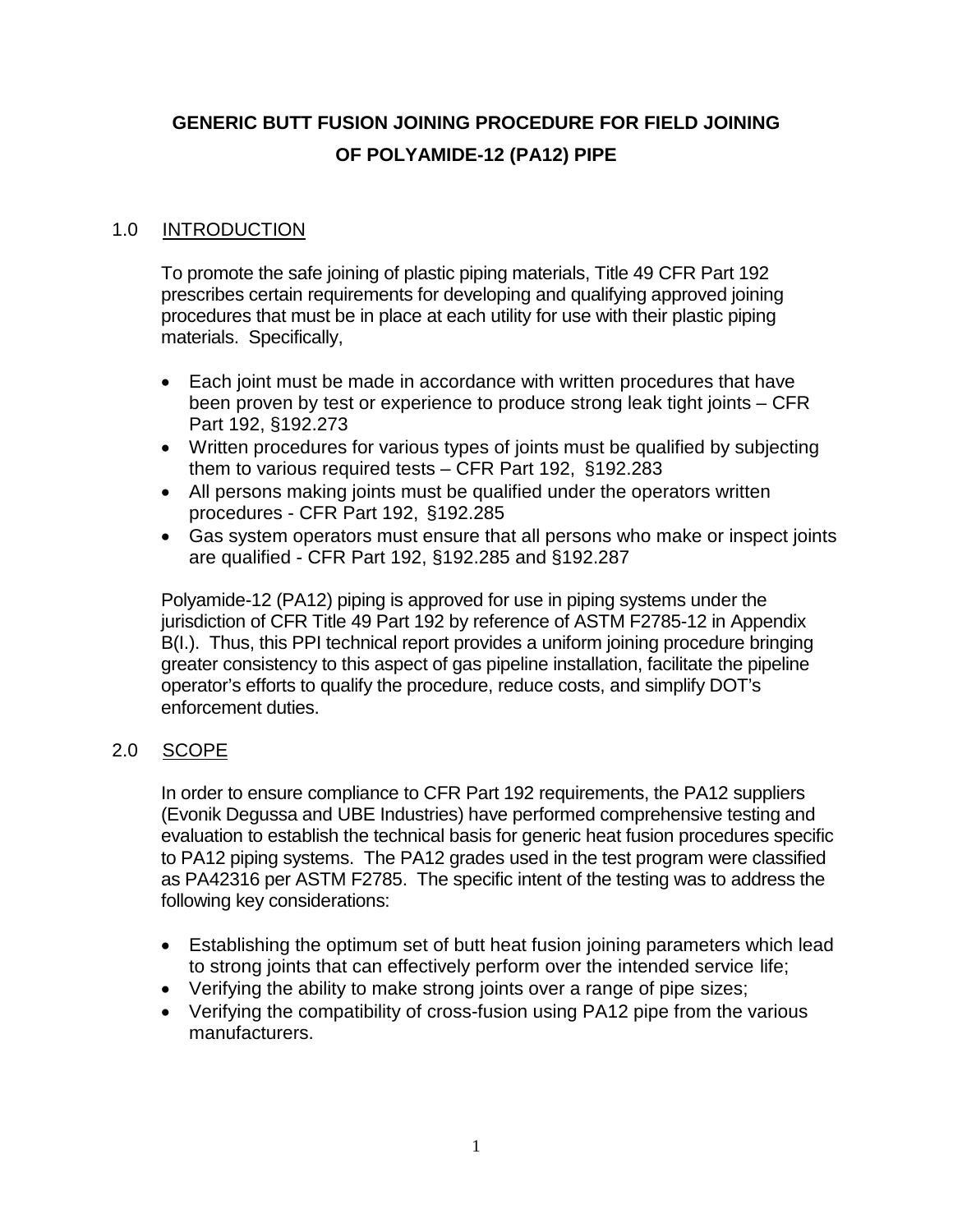# GENERIC BUTT FUSION JOINING PROCEDURE FOR FIELD JOINING OF POLYAMIDE-12 (PA12) PIPE

## 1.0 INTRODUCTION

To promote the safe joining of plastic piping materials, Title 49 CFR Part 192 prescribes certain requirements for developing and qualifying approved joining procedures that must be in place at each utility for use with their plastic piping materials. Specifically,

- Each joint must be made in accordance with written procedures that have been proven by test or experience to produce strong leak tight joints – CFR Part 192, §192.273
- Written procedures for various types of joints must be qualified by subjecting them to various required tests – CFR Part 192, §192.283
- All persons making joints must be qualified under the operators written procedures - CFR Part 192, §192.285
- Gas system operators must ensure that all persons who make or inspect joints are qualified - CFR Part 192, §192.285 and §192.287

Polyamide-12 (PA12) piping is approved for use in piping systems under the jurisdiction of CFR Title 49 Part 192 by reference of ASTM F2785-12 in Appendix B(I.). Thus, this PPI technical report provides a uniform joining procedure bringing greater consistency to this aspect of gas pipeline installation, facilitate the pipeline operator's efforts to qualify the procedure, reduce costs, and simplify DOT's enforcement duties.

## 2.0 SCOPE

In order to ensure compliance to CFR Part 192 requirements, the PA12 suppliers (Evonik Degussa and UBE Industries) have performed comprehensive testing and evaluation to establish the technical basis for generic heat fusion procedures specific to PA12 piping systems. The PA12 grades used in the test program were classified as PA42316 per ASTM F2785. The specific intent of the testing was to address the following key considerations:

- Establishing the optimum set of butt heat fusion joining parameters which lead to strong joints that can effectively perform over the intended service life;
- Verifying the ability to make strong joints over a range of pipe sizes;
- Verifying the compatibility of cross-fusion using PA12 pipe from the various manufacturers.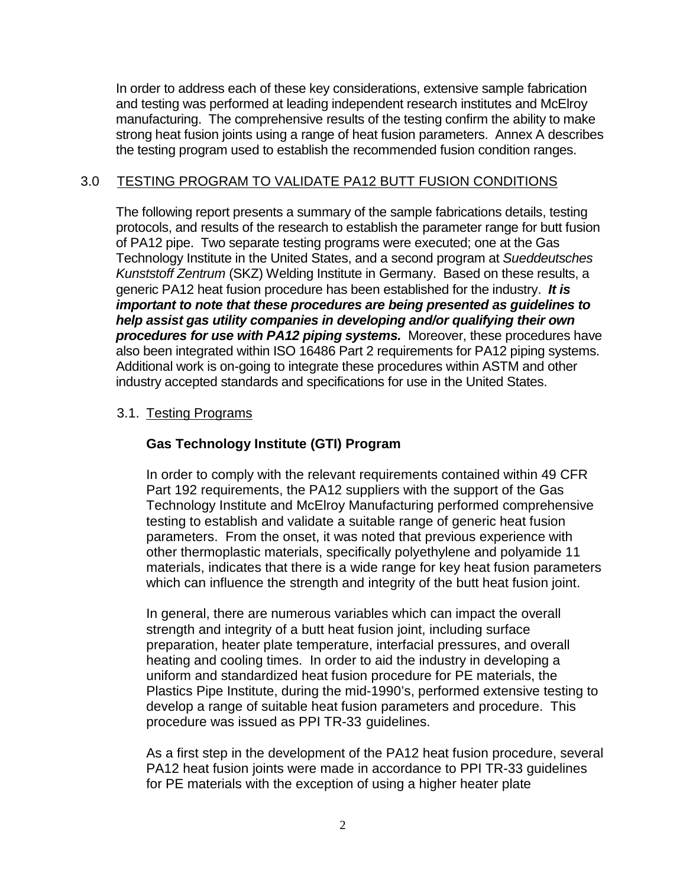In order to address each of these key considerations, extensive sample fabrication and testing was performed at leading independent research institutes and McElroy manufacturing. The comprehensive results of the testing confirm the ability to make strong heat fusion joints using a range of heat fusion parameters. Annex A describes the testing program used to establish the recommended fusion condition ranges.

## 3.0 TESTING PROGRAM TO VALIDATE PA12 BUTT FUSION CONDITIONS

The following report presents a summary of the sample fabrications details, testing protocols, and results of the research to establish the parameter range for butt fusion of PA12 pipe. Two separate testing programs were executed; one at the Gas Technology Institute in the United States, and a second program at *Sueddeutsches Kunststoff Zentrum* (SKZ) Welding Institute in Germany. Based on these results, a generic PA12 heat fusion procedure has been established for the industry. ***It is important to note that these procedures are being presented as guidelines to help assist gas utility companies in developing and/or qualifying their own procedures for use with PA12 piping systems.*** Moreover, these procedures have also been integrated within ISO 16486 Part 2 requirements for PA12 piping systems. Additional work is on-going to integrate these procedures within ASTM and other industry accepted standards and specifications for use in the United States.

### 3.1. Testing Programs

**Gas Technology Institute (GTI) Program**

In order to comply with the relevant requirements contained within 49 CFR Part 192 requirements, the PA12 suppliers with the support of the Gas Technology Institute and McElroy Manufacturing performed comprehensive testing to establish and validate a suitable range of generic heat fusion parameters. From the onset, it was noted that previous experience with other thermoplastic materials, specifically polyethylene and polyamide 11 materials, indicates that there is a wide range for key heat fusion parameters which can influence the strength and integrity of the butt heat fusion joint.

In general, there are numerous variables which can impact the overall strength and integrity of a butt heat fusion joint, including surface preparation, heater plate temperature, interfacial pressures, and overall heating and cooling times. In order to aid the industry in developing a uniform and standardized heat fusion procedure for PE materials, the Plastics Pipe Institute, during the mid-1990's, performed extensive testing to develop a range of suitable heat fusion parameters and procedure. This procedure was issued as PPI TR-33 guidelines.

As a first step in the development of the PA12 heat fusion procedure, several PA12 heat fusion joints were made in accordance to PPI TR-33 guidelines for PE materials with the exception of using a higher heater plate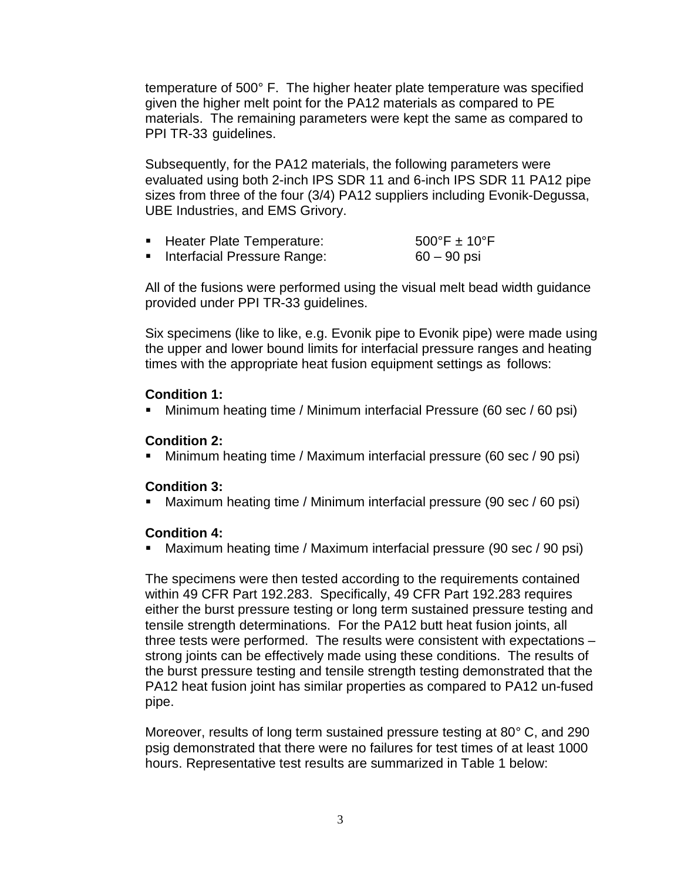temperature of 500° F. The higher heater plate temperature was specified given the higher melt point for the PA12 materials as compared to PE materials. The remaining parameters were kept the same as compared to PPI TR-33 guidelines.

Subsequently, for the PA12 materials, the following parameters were evaluated using both 2-inch IPS SDR 11 and 6-inch IPS SDR 11 PA12 pipe sizes from three of the four (3/4) PA12 suppliers including Evonik-Degussa, UBE Industries, and EMS Grivory.

- Heater Plate Temperature: 500°F ± 10°F
- Interfacial Pressure Range: 60 – 90 psi

All of the fusions were performed using the visual melt bead width guidance provided under PPI TR-33 guidelines.

Six specimens (like to like, e.g. Evonik pipe to Evonik pipe) were made using the upper and lower bound limits for interfacial pressure ranges and heating times with the appropriate heat fusion equipment settings as follows:

**Condition 1:**
- Minimum heating time / Minimum interfacial Pressure (60 sec / 60 psi)

**Condition 2:**
- Minimum heating time / Maximum interfacial pressure (60 sec / 90 psi)

**Condition 3:**
- Maximum heating time / Minimum interfacial pressure (90 sec / 60 psi)

**Condition 4:**
- Maximum heating time / Maximum interfacial pressure (90 sec / 90 psi)

The specimens were then tested according to the requirements contained within 49 CFR Part 192.283. Specifically, 49 CFR Part 192.283 requires either the burst pressure testing or long term sustained pressure testing and tensile strength determinations. For the PA12 butt heat fusion joints, all three tests were performed. The results were consistent with expectations – strong joints can be effectively made using these conditions. The results of the burst pressure testing and tensile strength testing demonstrated that the PA12 heat fusion joint has similar properties as compared to PA12 un-fused pipe.

Moreover, results of long term sustained pressure testing at 80° C, and 290 psig demonstrated that there were no failures for test times of at least 1000 hours. Representative test results are summarized in Table 1 below: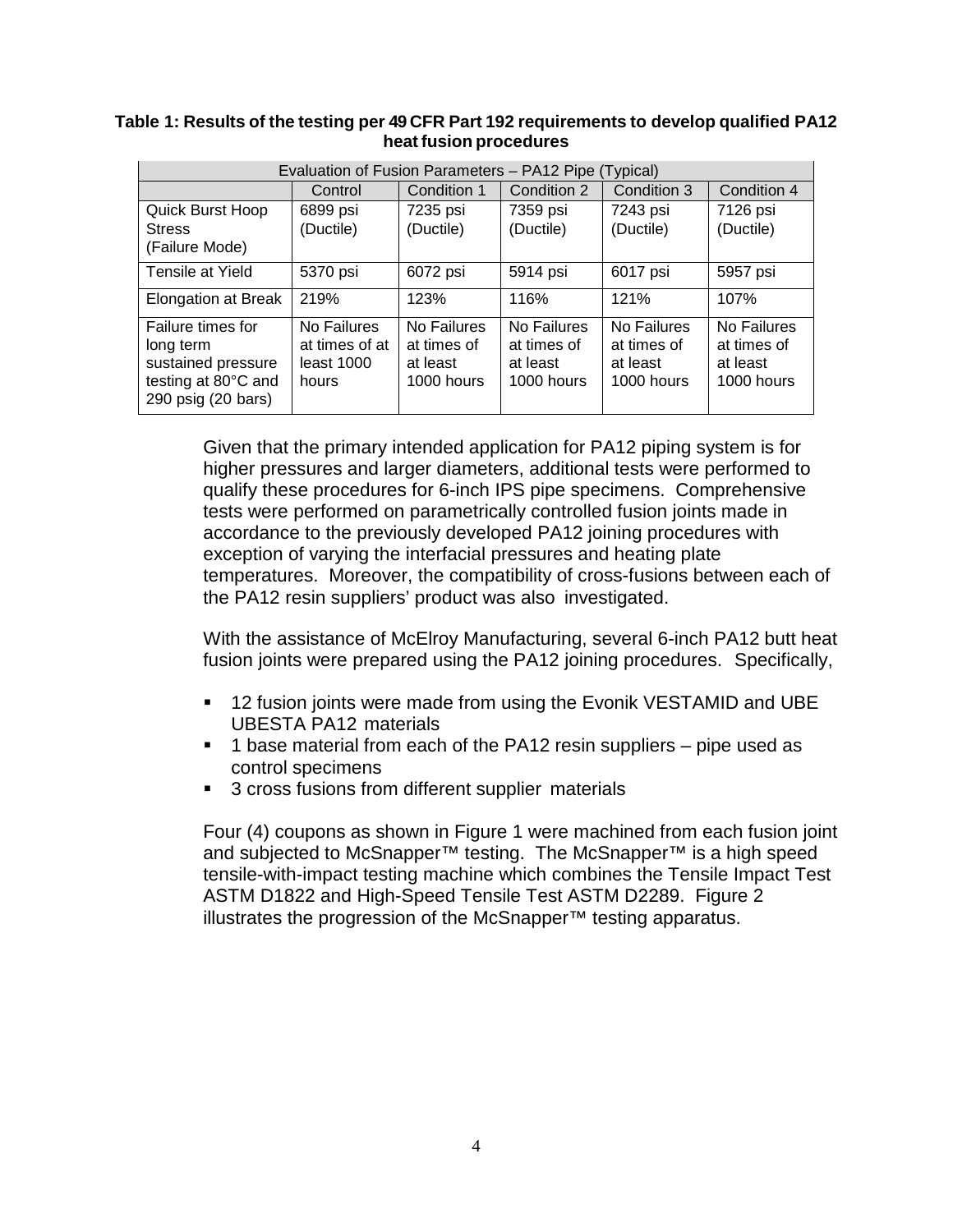**Table 1: Results of the testing per 49 CFR Part 192 requirements to develop qualified PA12 heat fusion procedures**

| Evaluation of Fusion Parameters – PA12 Pipe (Typical) | | | | | |
|---|---|---|---|---|---|
| | Control | Condition 1 | Condition 2 | Condition 3 | Condition 4 |
| Quick Burst Hoop Stress (Failure Mode) | 6899 psi (Ductile) | 7235 psi (Ductile) | 7359 psi (Ductile) | 7243 psi (Ductile) | 7126 psi (Ductile) |
| Tensile at Yield | 5370 psi | 6072 psi | 5914 psi | 6017 psi | 5957 psi |
| Elongation at Break | 219% | 123% | 116% | 121% | 107% |
| Failure times for long term sustained pressure testing at 80°C and 290 psig (20 bars) | No Failures at times of at least 1000 hours | No Failures at times of at least 1000 hours | No Failures at times of at least 1000 hours | No Failures at times of at least 1000 hours | No Failures at times of at least 1000 hours |

Given that the primary intended application for PA12 piping system is for higher pressures and larger diameters, additional tests were performed to qualify these procedures for 6-inch IPS pipe specimens. Comprehensive tests were performed on parametrically controlled fusion joints made in accordance to the previously developed PA12 joining procedures with exception of varying the interfacial pressures and heating plate temperatures. Moreover, the compatibility of cross-fusions between each of the PA12 resin suppliers' product was also investigated.

With the assistance of McElroy Manufacturing, several 6-inch PA12 butt heat fusion joints were prepared using the PA12 joining procedures. Specifically,

- 12 fusion joints were made from using the Evonik VESTAMID and UBE UBESTA PA12 materials
- 1 base material from each of the PA12 resin suppliers – pipe used as control specimens
- 3 cross fusions from different supplier materials

Four (4) coupons as shown in Figure 1 were machined from each fusion joint and subjected to McSnapper™ testing. The McSnapper™ is a high speed tensile-with-impact testing machine which combines the Tensile Impact Test ASTM D1822 and High-Speed Tensile Test ASTM D2289. Figure 2 illustrates the progression of the McSnapper™ testing apparatus.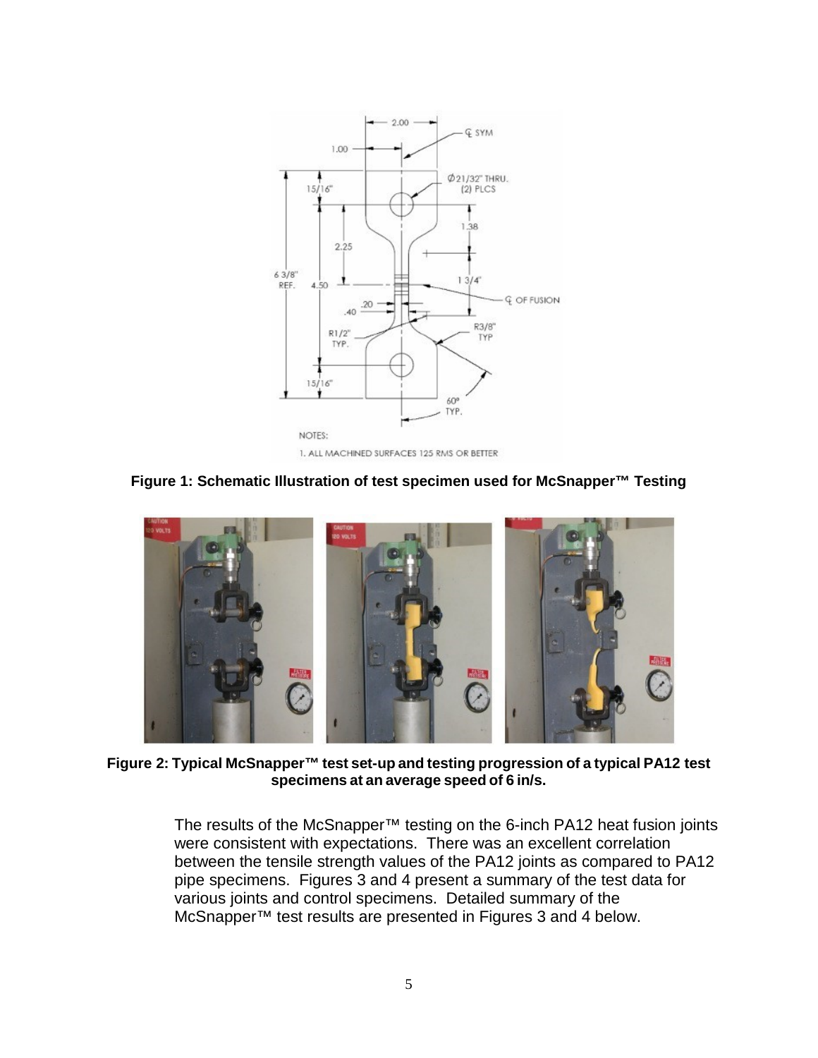Figure 1: Schematic Illustration of test specimen used for McSnapper™ Testing

Figure 2: Typical McSnapper™ test set-up and testing progression of a typical PA12 test specimens at an average speed of 6 in/s.

The results of the McSnapper™ testing on the 6-inch PA12 heat fusion joints were consistent with expectations. There was an excellent correlation between the tensile strength values of the PA12 joints as compared to PA12 pipe specimens. Figures 3 and 4 present a summary of the test data for various joints and control specimens. Detailed summary of the McSnapper™ test results are presented in Figures 3 and 4 below.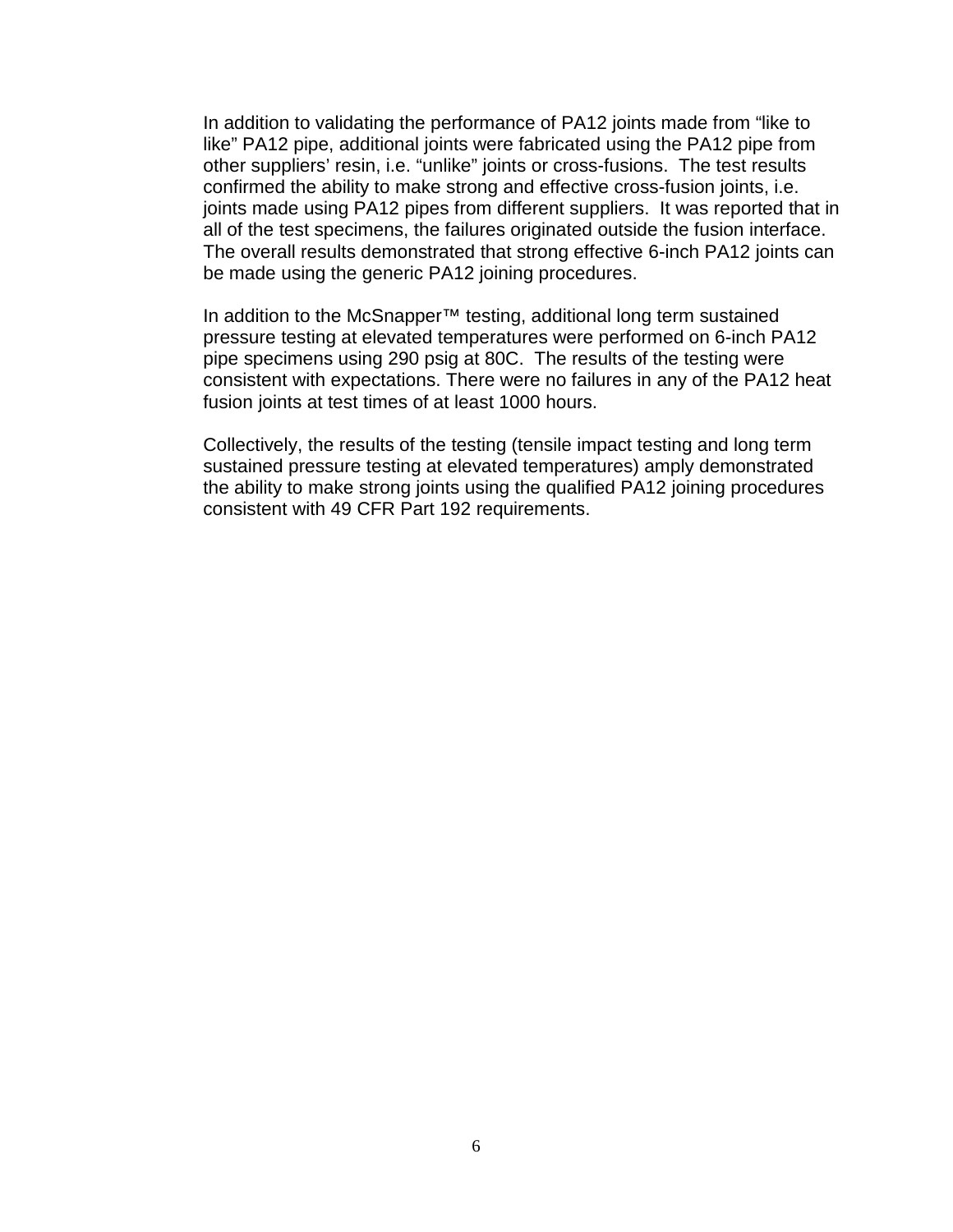In addition to validating the performance of PA12 joints made from “like to like” PA12 pipe, additional joints were fabricated using the PA12 pipe from other suppliers’ resin, i.e. “unlike” joints or cross-fusions. The test results confirmed the ability to make strong and effective cross-fusion joints, i.e. joints made using PA12 pipes from different suppliers. It was reported that in all of the test specimens, the failures originated outside the fusion interface. The overall results demonstrated that strong effective 6-inch PA12 joints can be made using the generic PA12 joining procedures.

In addition to the McSnapper™ testing, additional long term sustained pressure testing at elevated temperatures were performed on 6-inch PA12 pipe specimens using 290 psig at 80C. The results of the testing were consistent with expectations. There were no failures in any of the PA12 heat fusion joints at test times of at least 1000 hours.

Collectively, the results of the testing (tensile impact testing and long term sustained pressure testing at elevated temperatures) amply demonstrated the ability to make strong joints using the qualified PA12 joining procedures consistent with 49 CFR Part 192 requirements.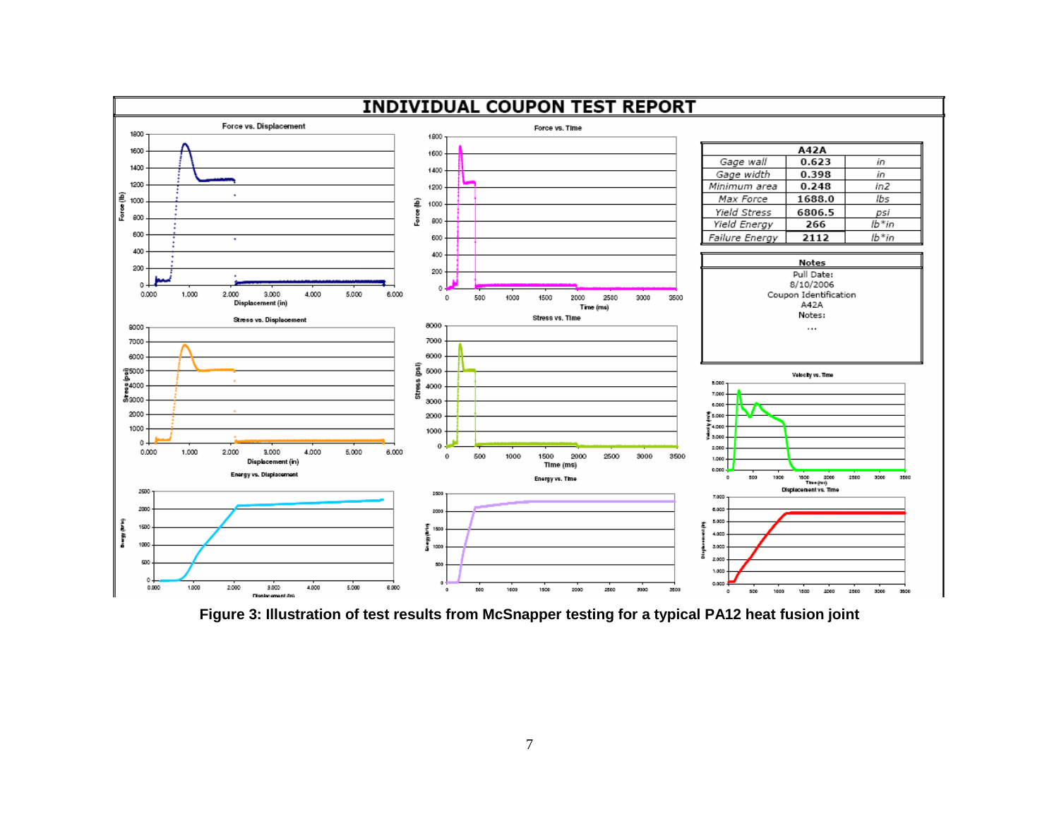# INDIVIDUAL COUPON TEST REPORT

| A42A | | |
|---|---|---|
| Gage wall | 0.623 | in |
| Gage width | 0.398 | in |
| Minimum area | 0.248 | in2 |
| Max Force | 1688.0 | lbs |
| Yield Stress | 6806.5 | psi |
| Yield Energy | 266 | lb*in |
| Failure Energy | 2112 | lb*in |

**Notes**

Pull Date:
8/10/2006
Coupon Identification
A42A
Notes:
...

**Figure 3: Illustration of test results from McSnapper testing for a typical PA12 heat fusion joint**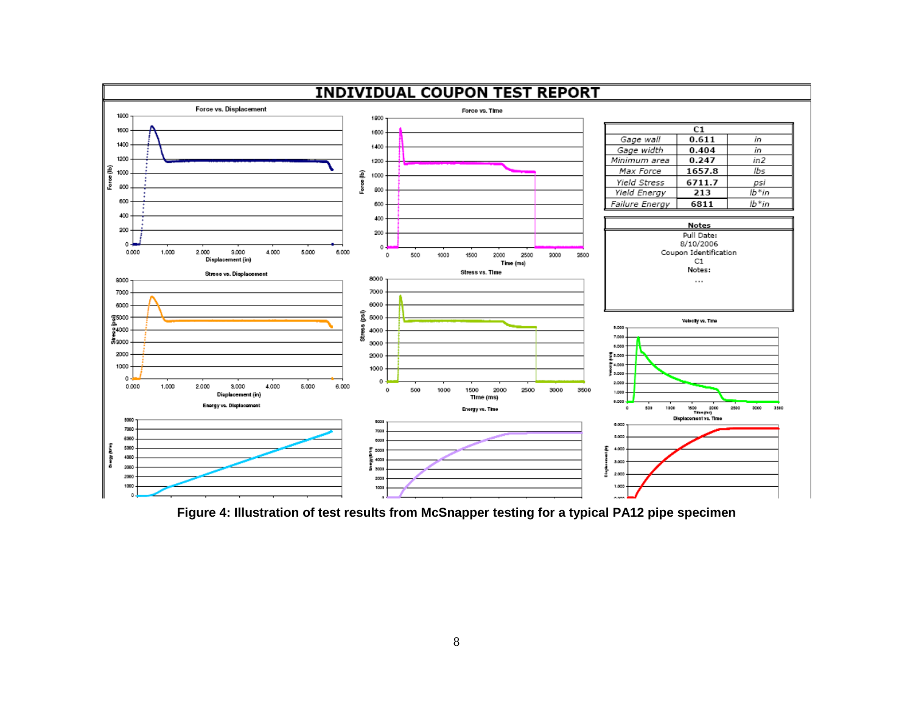INDIVIDUAL COUPON TEST REPORT

| | C1 | |
|---|---|---|
| Gage wall | 0.611 | in |
| Gage width | 0.404 | in |
| Minimum area | 0.247 | in2 |
| Max Force | 1657.8 | lbs |
| Yield Stress | 6711.7 | psi |
| Yield Energy | 213 | lb*in |
| Failure Energy | 6811 | lb*in |

| Notes |
|---|
| Pull Date: 8/10/2006 |
| Coupon Identification C1 |
| Notes: ... |

**Figure 4: Illustration of test results from McSnapper testing for a typical PA12 pipe specimen**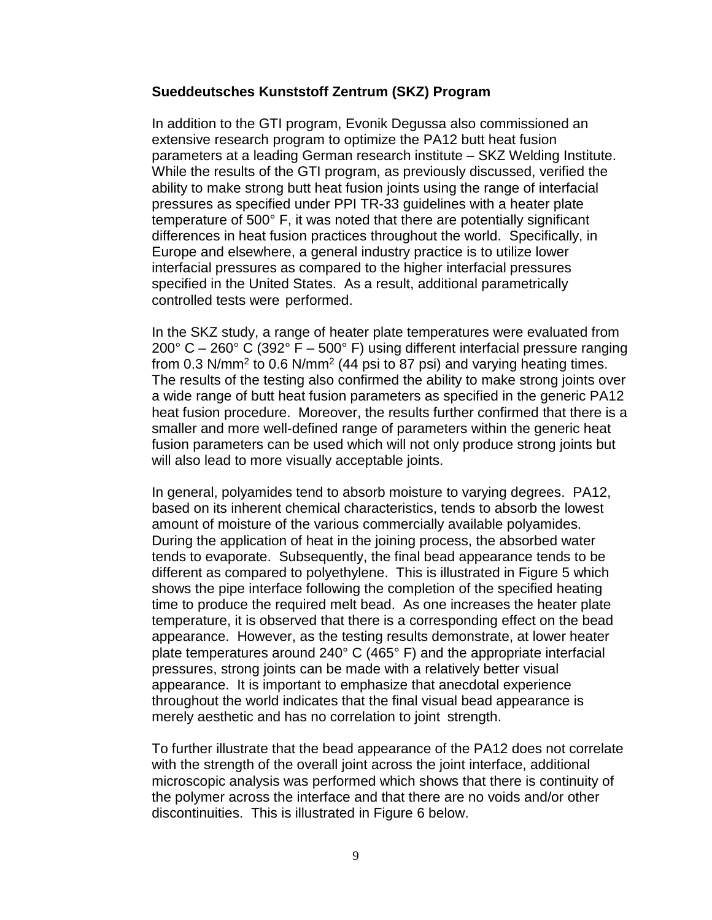**Sueddeutsches Kunststoff Zentrum (SKZ) Program**

In addition to the GTI program, Evonik Degussa also commissioned an extensive research program to optimize the PA12 butt heat fusion parameters at a leading German research institute – SKZ Welding Institute. While the results of the GTI program, as previously discussed, verified the ability to make strong butt heat fusion joints using the range of interfacial pressures as specified under PPI TR-33 guidelines with a heater plate temperature of 500° F, it was noted that there are potentially significant differences in heat fusion practices throughout the world. Specifically, in Europe and elsewhere, a general industry practice is to utilize lower interfacial pressures as compared to the higher interfacial pressures specified in the United States. As a result, additional parametrically controlled tests were performed.

In the SKZ study, a range of heater plate temperatures were evaluated from 200° C – 260° C (392° F – 500° F) using different interfacial pressure ranging from 0.3 N/mm$^2$ to 0.6 N/mm$^2$ (44 psi to 87 psi) and varying heating times. The results of the testing also confirmed the ability to make strong joints over a wide range of butt heat fusion parameters as specified in the generic PA12 heat fusion procedure. Moreover, the results further confirmed that there is a smaller and more well-defined range of parameters within the generic heat fusion parameters can be used which will not only produce strong joints but will also lead to more visually acceptable joints.

In general, polyamides tend to absorb moisture to varying degrees. PA12, based on its inherent chemical characteristics, tends to absorb the lowest amount of moisture of the various commercially available polyamides. During the application of heat in the joining process, the absorbed water tends to evaporate. Subsequently, the final bead appearance tends to be different as compared to polyethylene. This is illustrated in Figure 5 which shows the pipe interface following the completion of the specified heating time to produce the required melt bead. As one increases the heater plate temperature, it is observed that there is a corresponding effect on the bead appearance. However, as the testing results demonstrate, at lower heater plate temperatures around 240° C (465° F) and the appropriate interfacial pressures, strong joints can be made with a relatively better visual appearance. It is important to emphasize that anecdotal experience throughout the world indicates that the final visual bead appearance is merely aesthetic and has no correlation to joint strength.

To further illustrate that the bead appearance of the PA12 does not correlate with the strength of the overall joint across the joint interface, additional microscopic analysis was performed which shows that there is continuity of the polymer across the interface and that there are no voids and/or other discontinuities. This is illustrated in Figure 6 below.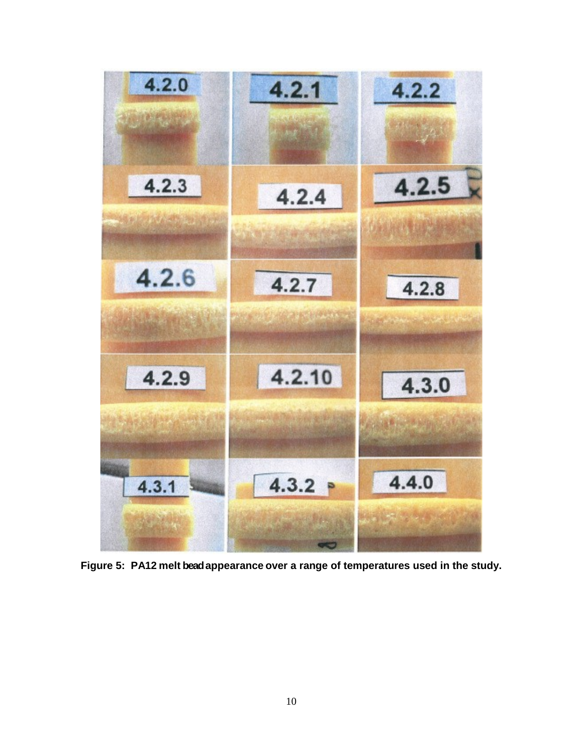**Figure 5: PA12 melt bead appearance over a range of temperatures used in the study.**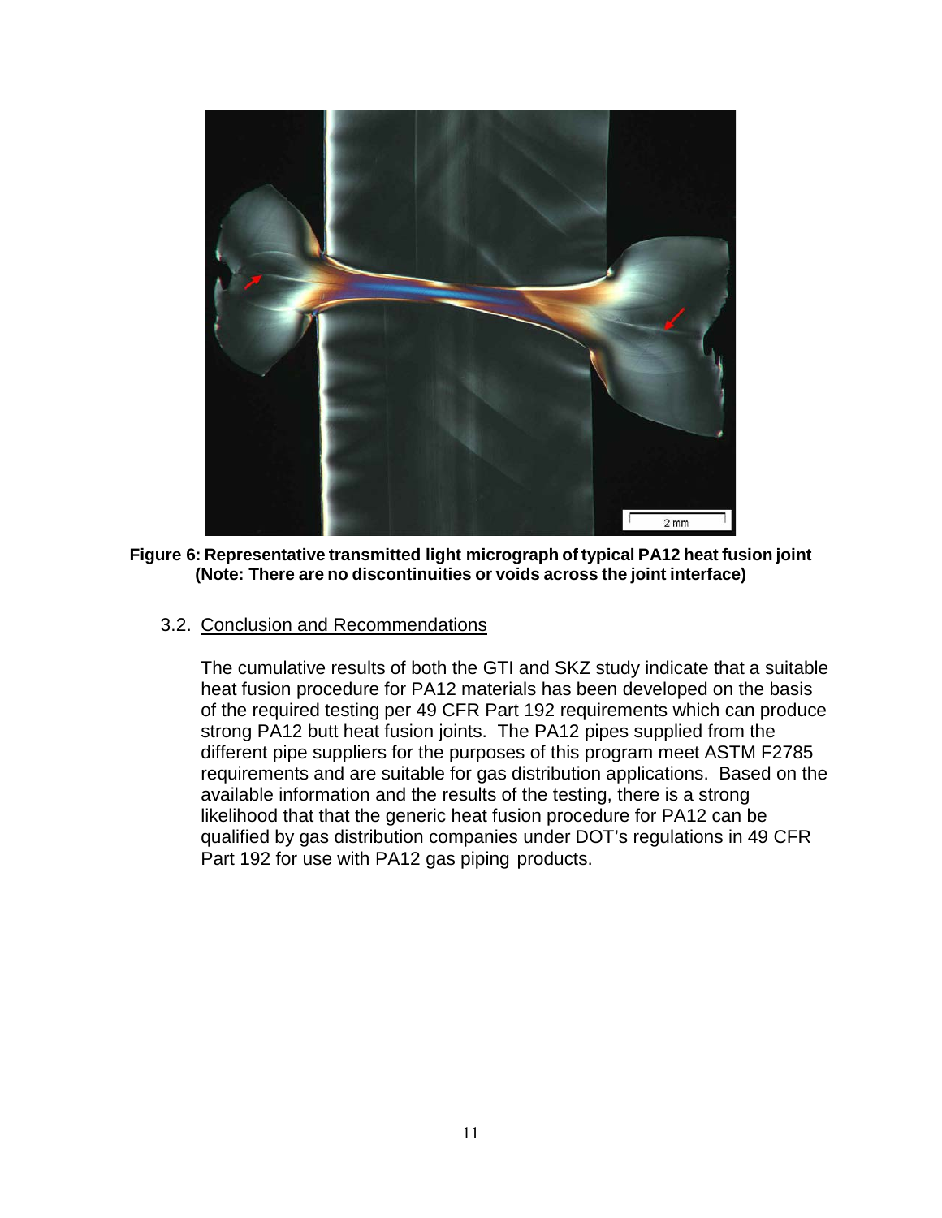**Figure 6: Representative transmitted light micrograph of typical PA12 heat fusion joint (Note: There are no discontinuities or voids across the joint interface)**

### 3.2. Conclusion and Recommendations

The cumulative results of both the GTI and SKZ study indicate that a suitable heat fusion procedure for PA12 materials has been developed on the basis of the required testing per 49 CFR Part 192 requirements which can produce strong PA12 butt heat fusion joints. The PA12 pipes supplied from the different pipe suppliers for the purposes of this program meet ASTM F2785 requirements and are suitable for gas distribution applications. Based on the available information and the results of the testing, there is a strong likelihood that that the generic heat fusion procedure for PA12 can be qualified by gas distribution companies under DOT's regulations in 49 CFR Part 192 for use with PA12 gas piping products.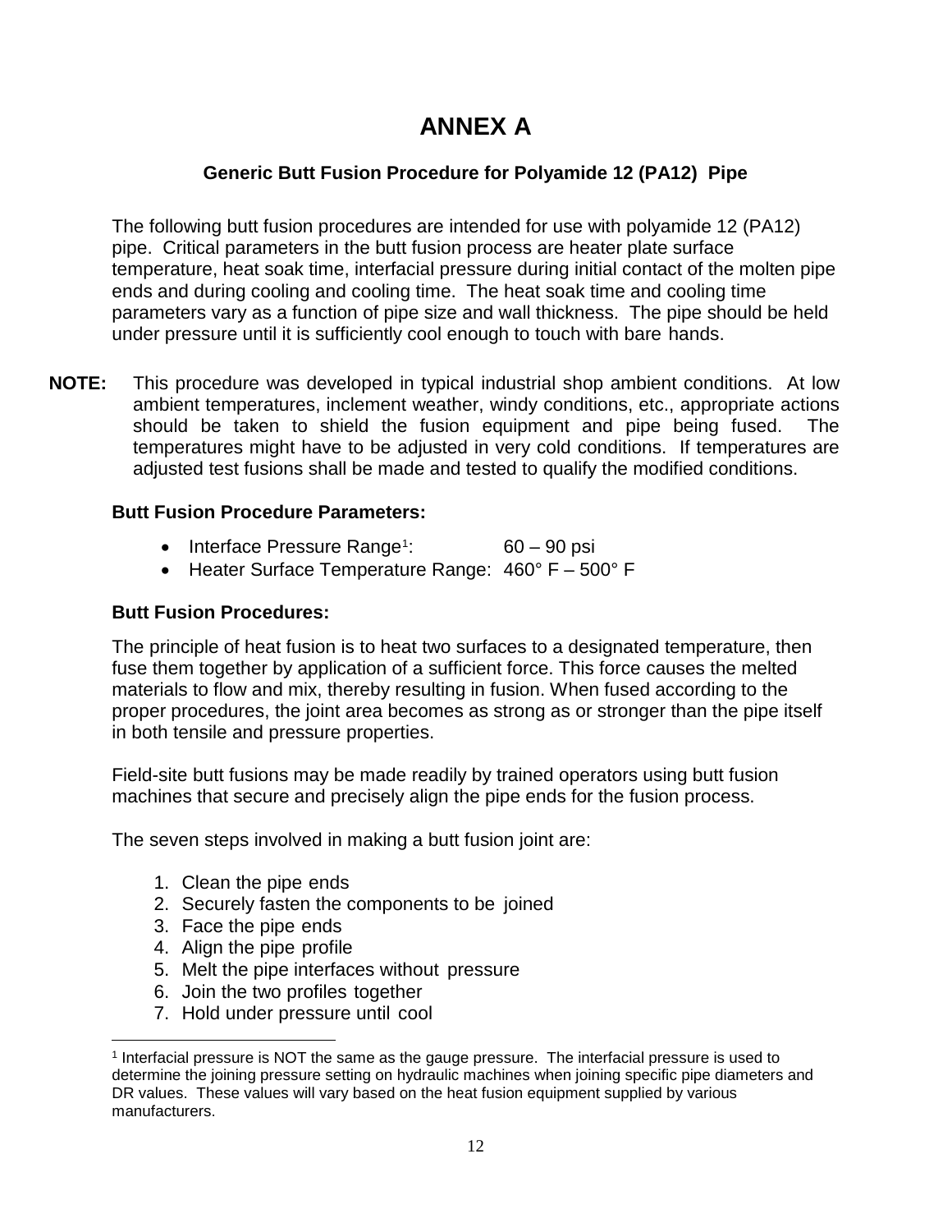# ANNEX A

### Generic Butt Fusion Procedure for Polyamide 12 (PA12) Pipe

The following butt fusion procedures are intended for use with polyamide 12 (PA12) pipe. Critical parameters in the butt fusion process are heater plate surface temperature, heat soak time, interfacial pressure during initial contact of the molten pipe ends and during cooling and cooling time. The heat soak time and cooling time parameters vary as a function of pipe size and wall thickness. The pipe should be held under pressure until it is sufficiently cool enough to touch with bare hands.

**NOTE:** This procedure was developed in typical industrial shop ambient conditions. At low ambient temperatures, inclement weather, windy conditions, etc., appropriate actions should be taken to shield the fusion equipment and pipe being fused. The temperatures might have to be adjusted in very cold conditions. If temperatures are adjusted test fusions shall be made and tested to qualify the modified conditions.

### Butt Fusion Procedure Parameters:

- Interface Pressure Range[1]: 60 – 90 psi
- Heater Surface Temperature Range: 460° F – 500° F

### Butt Fusion Procedures:

The principle of heat fusion is to heat two surfaces to a designated temperature, then fuse them together by application of a sufficient force. This force causes the melted materials to flow and mix, thereby resulting in fusion. When fused according to the proper procedures, the joint area becomes as strong as or stronger than the pipe itself in both tensile and pressure properties.

Field-site butt fusions may be made readily by trained operators using butt fusion machines that secure and precisely align the pipe ends for the fusion process.

The seven steps involved in making a butt fusion joint are:

1. Clean the pipe ends
2. Securely fasten the components to be joined
3. Face the pipe ends
4. Align the pipe profile
5. Melt the pipe interfaces without pressure
6. Join the two profiles together
7. Hold under pressure until cool

[1] Interfacial pressure is NOT the same as the gauge pressure. The interfacial pressure is used to determine the joining pressure setting on hydraulic machines when joining specific pipe diameters and DR values. These values will vary based on the heat fusion equipment supplied by various manufacturers.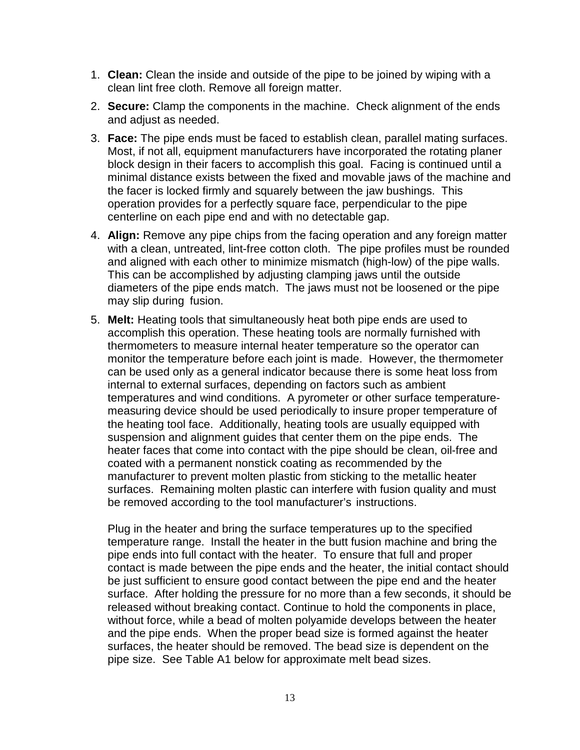1. **Clean:** Clean the inside and outside of the pipe to be joined by wiping with a clean lint free cloth. Remove all foreign matter.

2. **Secure:** Clamp the components in the machine. Check alignment of the ends and adjust as needed.

3. **Face:** The pipe ends must be faced to establish clean, parallel mating surfaces. Most, if not all, equipment manufacturers have incorporated the rotating planer block design in their facers to accomplish this goal. Facing is continued until a minimal distance exists between the fixed and movable jaws of the machine and the facer is locked firmly and squarely between the jaw bushings. This operation provides for a perfectly square face, perpendicular to the pipe centerline on each pipe end and with no detectable gap.

4. **Align:** Remove any pipe chips from the facing operation and any foreign matter with a clean, untreated, lint-free cotton cloth. The pipe profiles must be rounded and aligned with each other to minimize mismatch (high-low) of the pipe walls. This can be accomplished by adjusting clamping jaws until the outside diameters of the pipe ends match. The jaws must not be loosened or the pipe may slip during fusion.

5. **Melt:** Heating tools that simultaneously heat both pipe ends are used to accomplish this operation. These heating tools are normally furnished with thermometers to measure internal heater temperature so the operator can monitor the temperature before each joint is made. However, the thermometer can be used only as a general indicator because there is some heat loss from internal to external surfaces, depending on factors such as ambient temperatures and wind conditions. A pyrometer or other surface temperature-measuring device should be used periodically to insure proper temperature of the heating tool face. Additionally, heating tools are usually equipped with suspension and alignment guides that center them on the pipe ends. The heater faces that come into contact with the pipe should be clean, oil-free and coated with a permanent nonstick coating as recommended by the manufacturer to prevent molten plastic from sticking to the metallic heater surfaces. Remaining molten plastic can interfere with fusion quality and must be removed according to the tool manufacturer's instructions.

   Plug in the heater and bring the surface temperatures up to the specified temperature range. Install the heater in the butt fusion machine and bring the pipe ends into full contact with the heater. To ensure that full and proper contact is made between the pipe ends and the heater, the initial contact should be just sufficient to ensure good contact between the pipe end and the heater surface. After holding the pressure for no more than a few seconds, it should be released without breaking contact. Continue to hold the components in place, without force, while a bead of molten polyamide develops between the heater and the pipe ends. When the proper bead size is formed against the heater surfaces, the heater should be removed. The bead size is dependent on the pipe size. See Table A1 below for approximate melt bead sizes.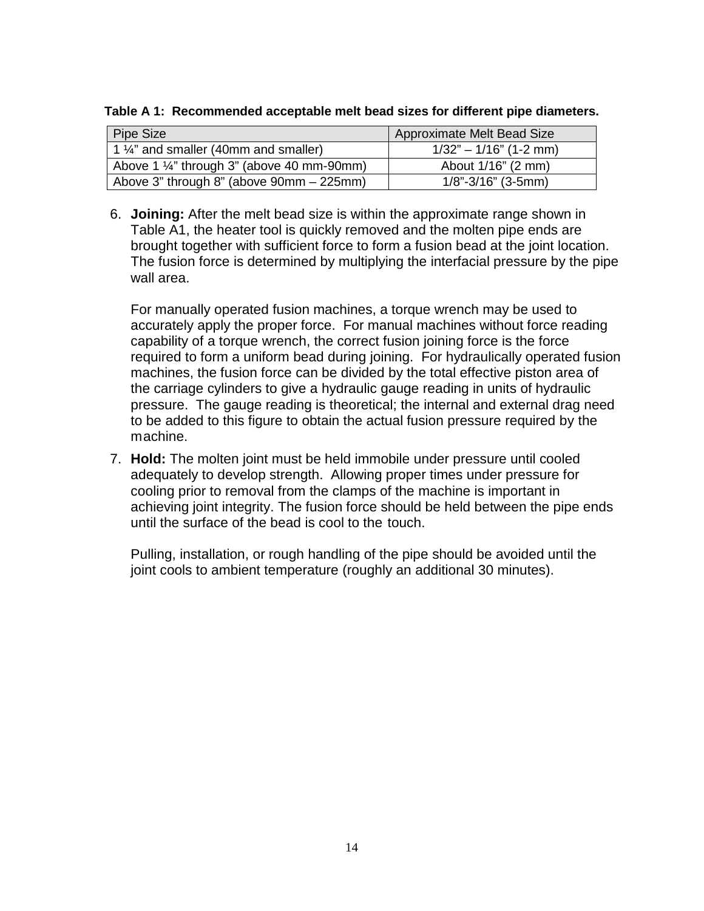**Table A 1: Recommended acceptable melt bead sizes for different pipe diameters.**

| Pipe Size | Approximate Melt Bead Size |
| --- | --- |
| 1 ¼" and smaller (40mm and smaller) | 1/32" – 1/16" (1-2 mm) |
| Above 1 ¼" through 3" (above 40 mm-90mm) | About 1/16" (2 mm) |
| Above 3" through 8" (above 90mm – 225mm) | 1/8"-3/16" (3-5mm) |

6. **Joining:** After the melt bead size is within the approximate range shown in Table A1, the heater tool is quickly removed and the molten pipe ends are brought together with sufficient force to form a fusion bead at the joint location. The fusion force is determined by multiplying the interfacial pressure by the pipe wall area.

   For manually operated fusion machines, a torque wrench may be used to accurately apply the proper force. For manual machines without force reading capability of a torque wrench, the correct fusion joining force is the force required to form a uniform bead during joining. For hydraulically operated fusion machines, the fusion force can be divided by the total effective piston area of the carriage cylinders to give a hydraulic gauge reading in units of hydraulic pressure. The gauge reading is theoretical; the internal and external drag need to be added to this figure to obtain the actual fusion pressure required by the machine.

7. **Hold:** The molten joint must be held immobile under pressure until cooled adequately to develop strength. Allowing proper times under pressure for cooling prior to removal from the clamps of the machine is important in achieving joint integrity. The fusion force should be held between the pipe ends until the surface of the bead is cool to the touch.

   Pulling, installation, or rough handling of the pipe should be avoided until the joint cools to ambient temperature (roughly an additional 30 minutes).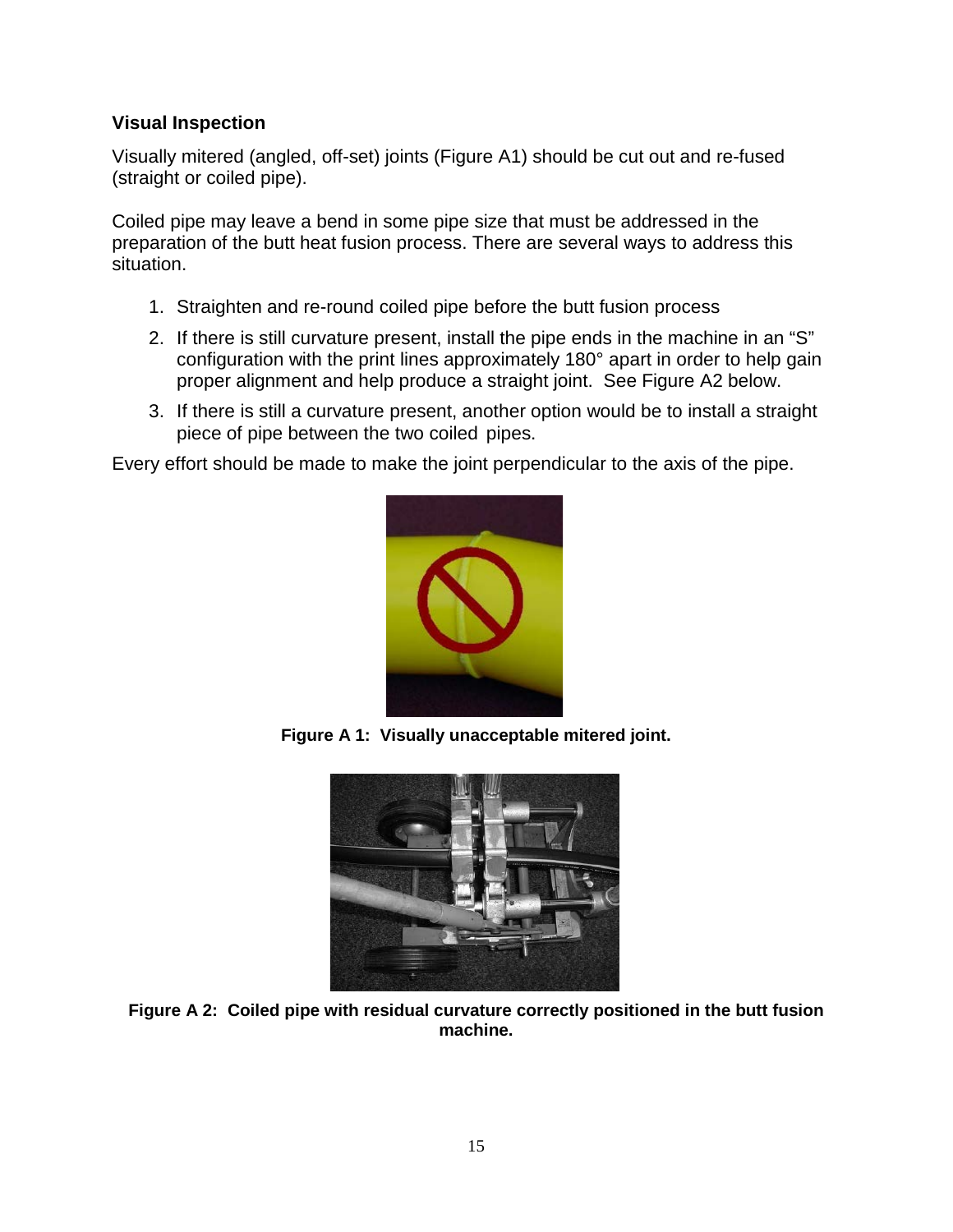### Visual Inspection

Visually mitered (angled, off-set) joints (Figure A1) should be cut out and re-fused (straight or coiled pipe).

Coiled pipe may leave a bend in some pipe size that must be addressed in the preparation of the butt heat fusion process. There are several ways to address this situation.

1. Straighten and re-round coiled pipe before the butt fusion process
2. If there is still curvature present, install the pipe ends in the machine in an "S" configuration with the print lines approximately 180° apart in order to help gain proper alignment and help produce a straight joint. See Figure A2 below.
3. If there is still a curvature present, another option would be to install a straight piece of pipe between the two coiled pipes.

Every effort should be made to make the joint perpendicular to the axis of the pipe.

**Figure A 1: Visually unacceptable mitered joint.**

**Figure A 2: Coiled pipe with residual curvature correctly positioned in the butt fusion machine.**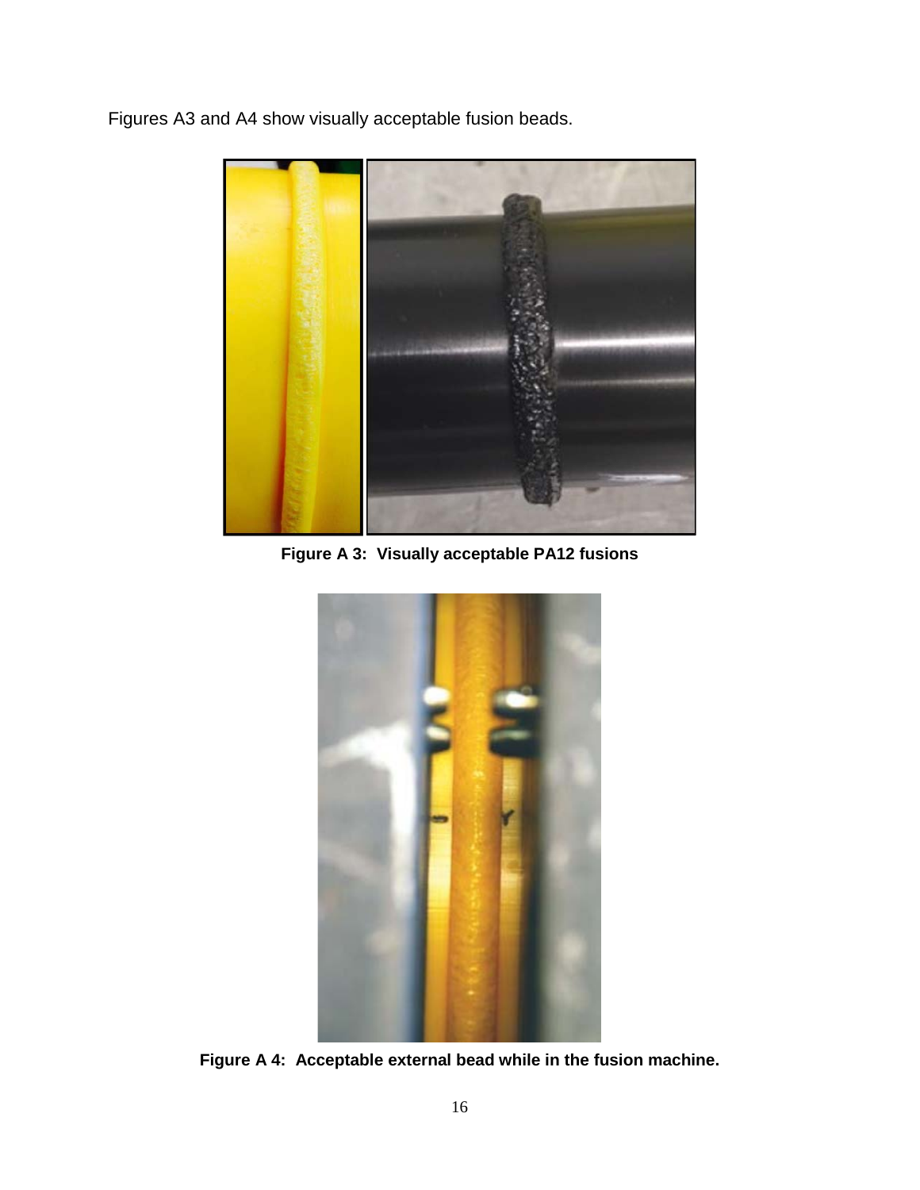Figures A3 and A4 show visually acceptable fusion beads.

**Figure A 3: Visually acceptable PA12 fusions**

**Figure A 4: Acceptable external bead while in the fusion machine.**